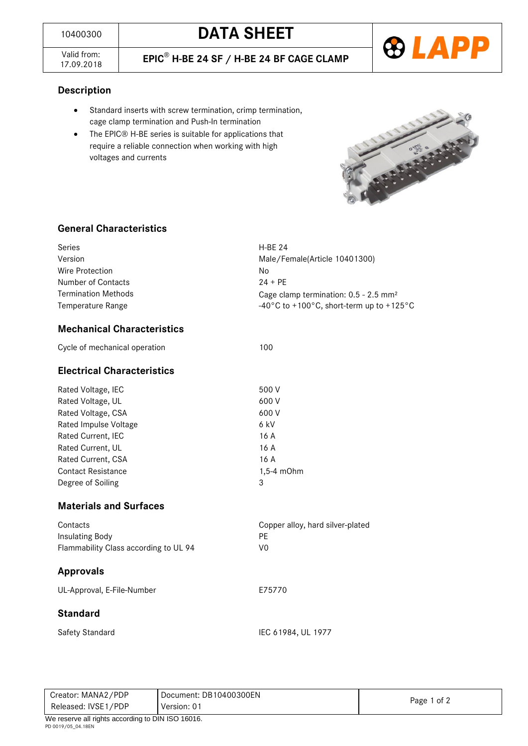| 10400300 | DATA SHEET |
| --- | --- |
| Valid from: 17.09.2018 | EPIC® H-BE 24 SF / H-BE 24 BF CAGE CLAMP |

LAPP

## Description

- Standard inserts with screw termination, crimp termination, cage clamp termination and Push-In termination
- The EPIC® H-BE series is suitable for applications that require a reliable connection when working with high voltages and currents

## General Characteristics

| | |
| --- | --- |
| Series | H-BE 24 |
| Version | Male/Female(Article 10401300) |
| Wire Protection | No |
| Number of Contacts | 24 + PE |
| Termination Methods | Cage clamp termination: 0.5 - 2.5 mm² |
| Temperature Range | -40°C to +100°C, short-term up to +125°C |

## Mechanical Characteristics

| | |
| --- | --- |
| Cycle of mechanical operation | 100 |

## Electrical Characteristics

| | |
| --- | --- |
| Rated Voltage, IEC | 500 V |
| Rated Voltage, UL | 600 V |
| Rated Voltage, CSA | 600 V |
| Rated Impulse Voltage | 6 kV |
| Rated Current, IEC | 16 A |
| Rated Current, UL | 16 A |
| Rated Current, CSA | 16 A |
| Contact Resistance | 1,5-4 mOhm |
| Degree of Soiling | 3 |

## Materials and Surfaces

| | |
| --- | --- |
| Contacts | Copper alloy, hard silver-plated |
| Insulating Body | PE |
| Flammability Class according to UL 94 | V0 |

## Approvals

| | |
| --- | --- |
| UL-Approval, E-File-Number | E75770 |

## Standard

| | |
| --- | --- |
| Safety Standard | IEC 61984, UL 1977 |

| Creator: MANA2/PDP | Document: DB10400300EN |
| --- | --- |
| Released: IVSE1/PDP | Version: 01 |

We reserve all rights according to DIN ISO 16016.

PD 0019/05_04.18EN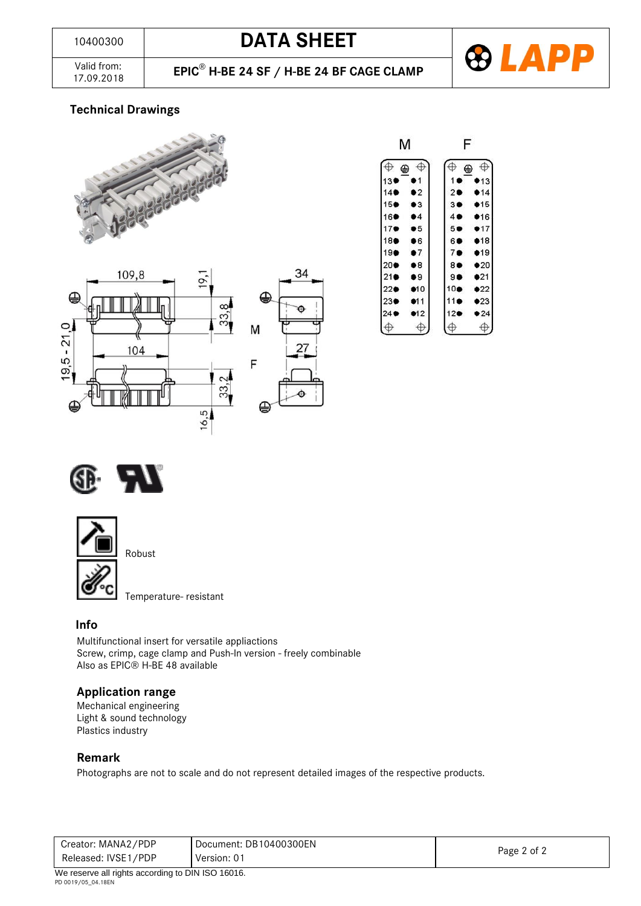| 10400300 | DATA SHEET |
|---|---|
| Valid from: 17.09.2018 | EPIC® H-BE 24 SF / H-BE 24 BF CAGE CLAMP |

## Technical Drawings

109,8
19,1
33,8
34
M
21,0
19,5 -
104
27
F
33,2
16,5

M
13 1
14 2
15 3
16 4
17 5
18 6
19 7
20 8
21 9
22 10
23 11
24 12

F
1 13
2 14
3 15
4 16
5 17
6 18
7 19
8 20
9 21
10 22
11 23
12 24

Robust

Temperature- resistant

## Info

Multifunctional insert for versatile appliactions
Screw, crimp, cage clamp and Push-In version - freely combinable
Also as EPIC® H-BE 48 available

## Application range

Mechanical engineering
Light & sound technology
Plastics industry

## Remark

Photographs are not to scale and do not represent detailed images of the respective products.

| Creator: MANA2/PDP | Document: DB10400300EN |
|---|---|
| Released: IVSE1/PDP | Version: 01 |

We reserve all rights according to DIN ISO 16016.
PD 0019/05_04.18EN